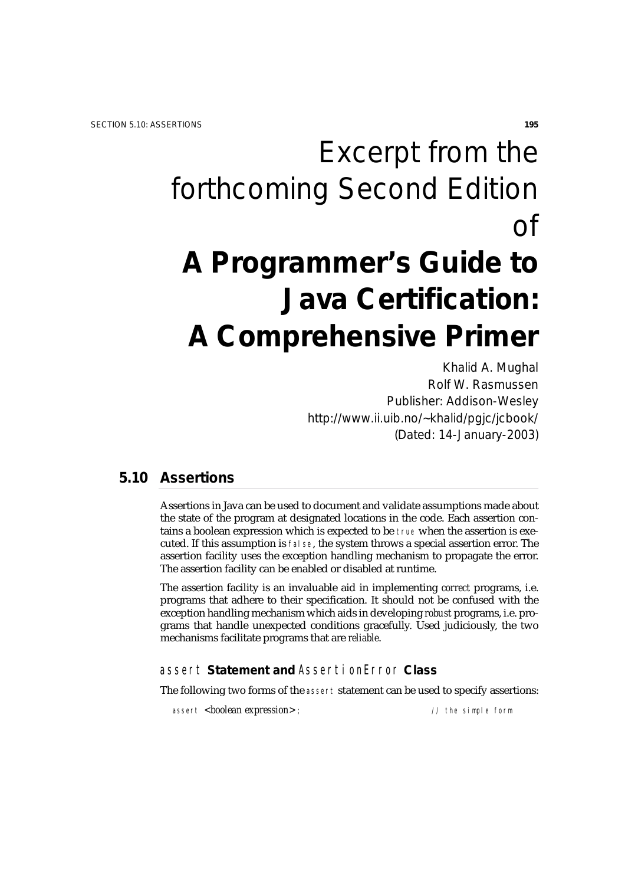# Excerpt from the forthcoming Second Edition of

# **A Programmer's Guide to Java Certification: A Comprehensive Primer**

Khalid A. Mughal
Rolf W. Rasmussen
Publisher: Addison-Wesley
http://www.ii.uib.no/~khalid/pgjc/jcbook/
(Dated: 14-January-2003)

## 5.10 Assertions

Assertions in Java can be used to document and validate assumptions made about the state of the program at designated locations in the code. Each assertion contains a boolean expression which is expected to be `true` when the assertion is executed. If this assumption is `false`, the system throws a special assertion error. The assertion facility uses the exception handling mechanism to propagate the error. The assertion facility can be enabled or disabled at runtime.

The assertion facility is an invaluable aid in implementing *correct* programs, i.e. programs that adhere to their specification. It should not be confused with the exception handling mechanism which aids in developing *robust* programs, i.e. programs that handle unexpected conditions gracefully. Used judiciously, the two mechanisms facilitate programs that are *reliable*.

### `assert` Statement and `AssertionError` Class

The following two forms of the `assert` statement can be used to specify assertions:

```
assert <boolean expression> ;                    // the simple form
```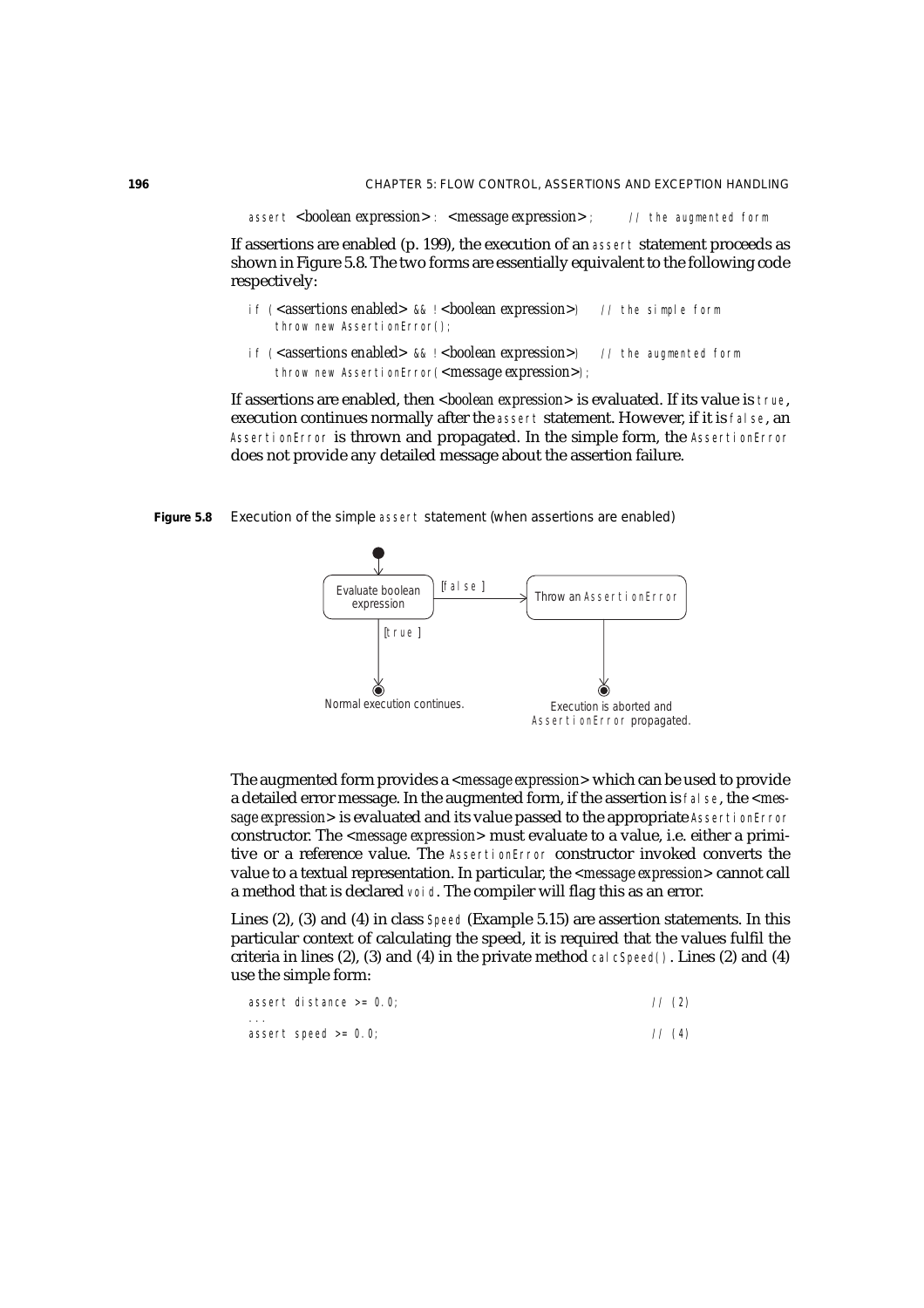```
assert <boolean expression> : <message expression> ;      // the augmented form
```

If assertions are enabled (p. 199), the execution of an `assert` statement proceeds as shown in Figure 5.8. The two forms are essentially equivalent to the following code respectively:

```
if (<assertions enabled> && !<boolean expression>)    // the simple form
    throw new AssertionError();
```

```
if (<assertions enabled> && !<boolean expression>)    // the augmented form
    throw new AssertionError(<message expression>);
```

If assertions are enabled, then <*boolean expression*> is evaluated. If its value is `true`, execution continues normally after the `assert` statement. However, if it is `false`, an `AssertionError` is thrown and propagated. In the simple form, the `AssertionError` does not provide any detailed message about the assertion failure.

**Figure 5.8** Execution of the simple `assert` statement (when assertions are enabled)

Evaluate boolean expression — [false] → Throw an `AssertionError` → Execution is aborted and `AssertionError` propagated.

Evaluate boolean expression — [true] → Normal execution continues.

The augmented form provides a <*message expression*> which can be used to provide a detailed error message. In the augmented form, if the assertion is `false`, the <*message expression*> is evaluated and its value passed to the appropriate `AssertionError` constructor. The <*message expression*> must evaluate to a value, i.e. either a primitive or a reference value. The `AssertionError` constructor invoked converts the value to a textual representation. In particular, the <*message expression*> cannot call a method that is declared `void`. The compiler will flag this as an error.

Lines (2), (3) and (4) in class `Speed` (Example 5.15) are assertion statements. In this particular context of calculating the speed, it is required that the values fulfil the criteria in lines (2), (3) and (4) in the private method `calcSpeed()`. Lines (2) and (4) use the simple form:

```
assert distance >= 0.0;                                   // (2)
...
assert speed >= 0.0;                                      // (4)
```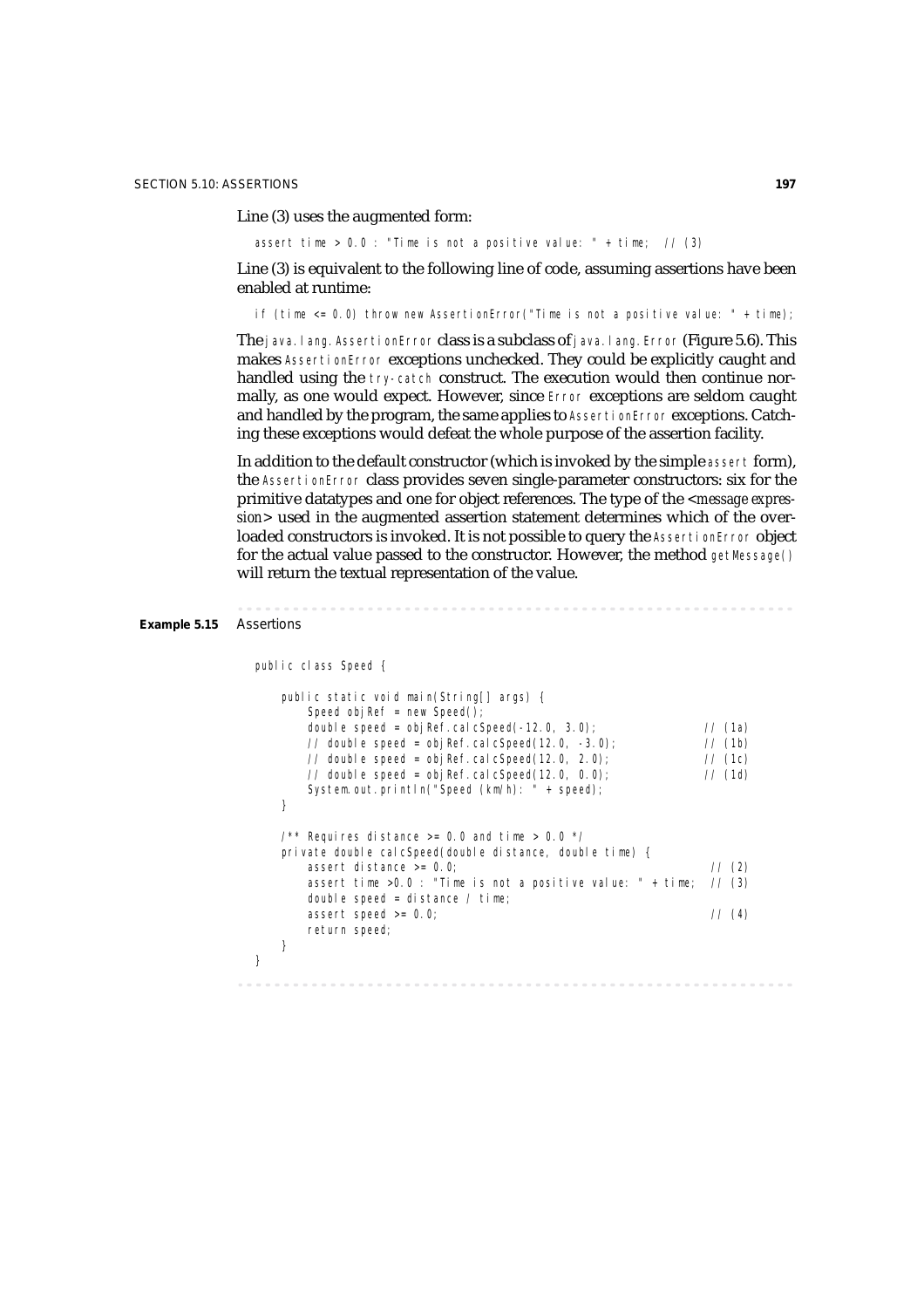Line (3) uses the augmented form:

```
assert time > 0.0 : "Time is not a positive value: " + time;  // (3)
```

Line (3) is equivalent to the following line of code, assuming assertions have been enabled at runtime:

```
if (time <= 0.0) throw new AssertionError("Time is not a positive value: " + time);
```

The `java.lang.AssertionError` class is a subclass of `java.lang.Error` (Figure 5.6). This makes `AssertionError` exceptions unchecked. They could be explicitly caught and handled using the `try-catch` construct. The execution would then continue normally, as one would expect. However, since `Error` exceptions are seldom caught and handled by the program, the same applies to `AssertionError` exceptions. Catching these exceptions would defeat the whole purpose of the assertion facility.

In addition to the default constructor (which is invoked by the simple `assert` form), the `AssertionError` class provides seven single-parameter constructors: six for the primitive datatypes and one for object references. The type of the *<message expression>* used in the augmented assertion statement determines which of the overloaded constructors is invoked. It is not possible to query the `AssertionError` object for the actual value passed to the constructor. However, the method `getMessage()` will return the textual representation of the value.

**Example 5.15** Assertions

```
public class Speed {

    public static void main(String[] args) {
        Speed objRef = new Speed();
        double speed = objRef.calcSpeed(-12.0, 3.0);                 // (1a)
        // double speed = objRef.calcSpeed(12.0, -3.0);              // (1b)
        // double speed = objRef.calcSpeed(12.0, 2.0);               // (1c)
        // double speed = objRef.calcSpeed(12.0, 0.0);               // (1d)
        System.out.println("Speed (km/h): " + speed);
    }

    /** Requires distance >= 0.0 and time > 0.0 */
    private double calcSpeed(double distance, double time) {
        assert distance >= 0.0;                                       // (2)
        assert time >0.0 : "Time is not a positive value: " + time;  // (3)
        double speed = distance / time;
        assert speed >= 0.0;                                          // (4)
        return speed;
    }
}
```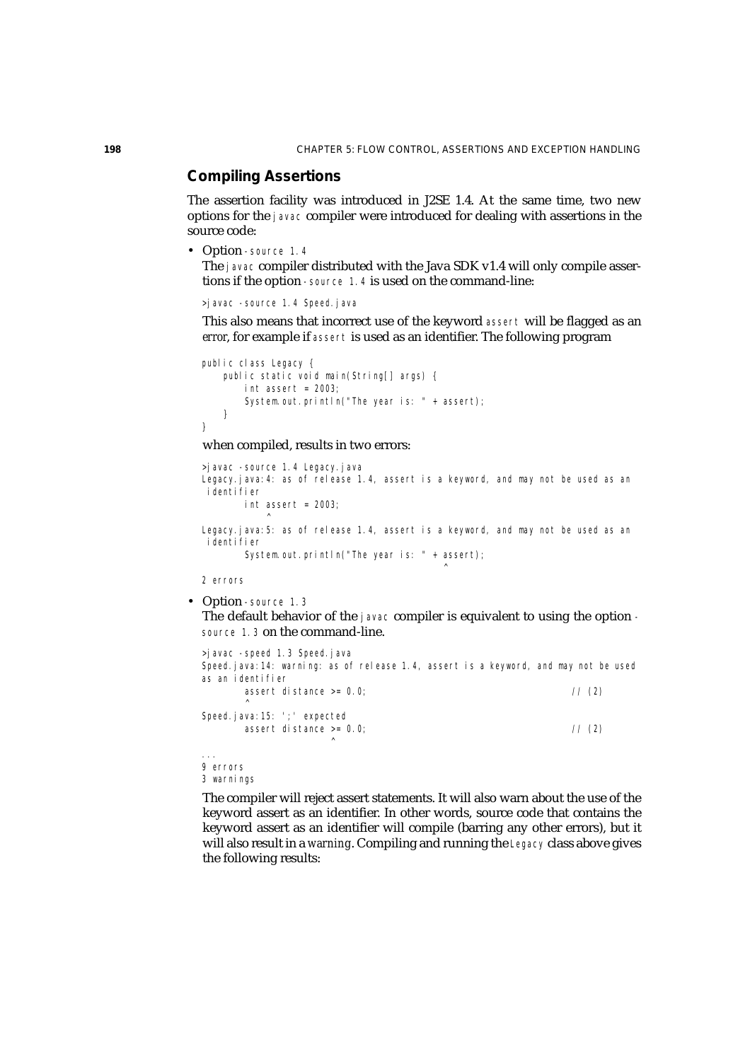## Compiling Assertions

The assertion facility was introduced in J2SE 1.4. At the same time, two new options for the `javac` compiler were introduced for dealing with assertions in the source code:

- Option `-source 1.4`

  The `javac` compiler distributed with the Java SDK v1.4 will only compile assertions if the option `-source 1.4` is used on the command-line:

  ```
  >javac -source 1.4 Speed.java
  ```

  This also means that incorrect use of the keyword `assert` will be flagged as an *error*, for example if `assert` is used as an identifier. The following program

  ```
  public class Legacy {
      public static void main(String[] args) {
          int assert = 2003;
          System.out.println("The year is: " + assert);
      }
  }
  ```

  when compiled, results in two errors:

  ```
  >javac -source 1.4 Legacy.java
  Legacy.java:4: as of release 1.4, assert is a keyword, and may not be used as an
   identifier
          int assert = 2003;
              ^
  Legacy.java:5: as of release 1.4, assert is a keyword, and may not be used as an
   identifier
          System.out.println("The year is: " + assert);
                                               ^
  2 errors
  ```

- Option `-source 1.3`

  The default behavior of the `javac` compiler is equivalent to using the option `-source 1.3` on the command-line.

  ```
  >javac -speed 1.3 Speed.java
  Speed.java:14: warning: as of release 1.4, assert is a keyword, and may not be used
  as an identifier
          assert distance >= 0.0;                                         // (2)
          ^
  Speed.java:15: ';' expected
          assert distance >= 0.0;                                         // (2)
                         ^
  ...
  9 errors
  3 warnings
  ```

  The compiler will reject assert statements. It will also warn about the use of the keyword assert as an identifier. In other words, source code that contains the keyword assert as an identifier will compile (barring any other errors), but it will also result in a *warning*. Compiling and running the `Legacy` class above gives the following results: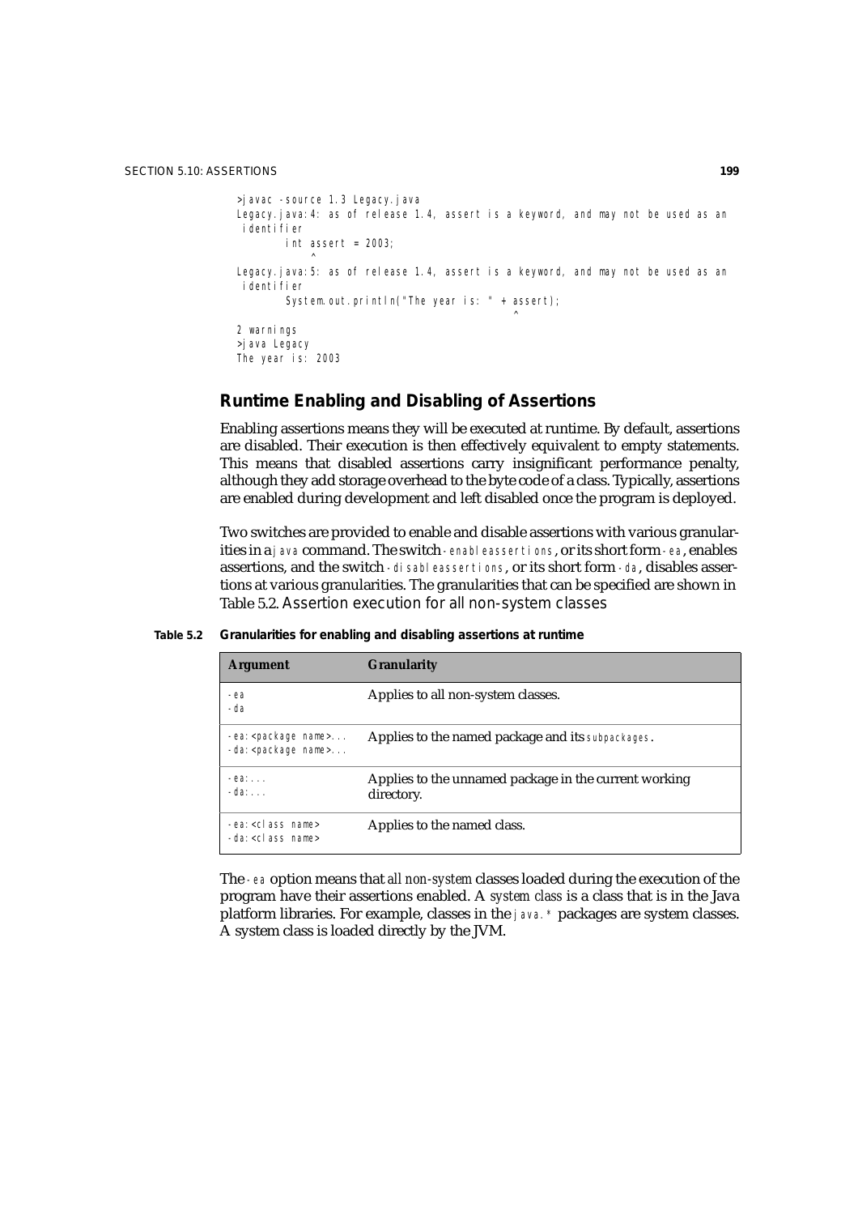```
>javac -source 1.3 Legacy.java
Legacy.java:4: as of release 1.4, assert is a keyword, and may not be used as an
 identifier
        int assert = 2003;
            ^
Legacy.java:5: as of release 1.4, assert is a keyword, and may not be used as an
 identifier
        System.out.println("The year is: " + assert);
                                             ^
2 warnings
>java Legacy
The year is: 2003
```

## Runtime Enabling and Disabling of Assertions

Enabling assertions means they will be executed at runtime. By default, assertions are disabled. Their execution is then effectively equivalent to empty statements. This means that disabled assertions carry insignificant performance penalty, although they add storage overhead to the byte code of a class. Typically, assertions are enabled during development and left disabled once the program is deployed.

Two switches are provided to enable and disable assertions with various granularities in a `java` command. The switch `-enableassertions`, or its short form `-ea`, enables assertions, and the switch `-disableassertions`, or its short form `-da`, disables assertions at various granularities. The granularities that can be specified are shown in Table 5.2. Assertion execution for all non-system classes

**Table 5.2 Granularities for enabling and disabling assertions at runtime**

| Argument | Granularity |
|---|---|
| `-ea`<br>`-da` | Applies to all non-system classes. |
| `-ea:<package name>...`<br>`-da:<package name>...` | Applies to the named package and its `subpackages`. |
| `-ea:...`<br>`-da:...` | Applies to the unnamed package in the current working directory. |
| `-ea:<class name>`<br>`-da:<class name>` | Applies to the named class. |

The `-ea` option means that *all non-system* classes loaded during the execution of the program have their assertions enabled. A *system class* is a class that is in the Java platform libraries. For example, classes in the `java.*` packages are system classes. A system class is loaded directly by the JVM.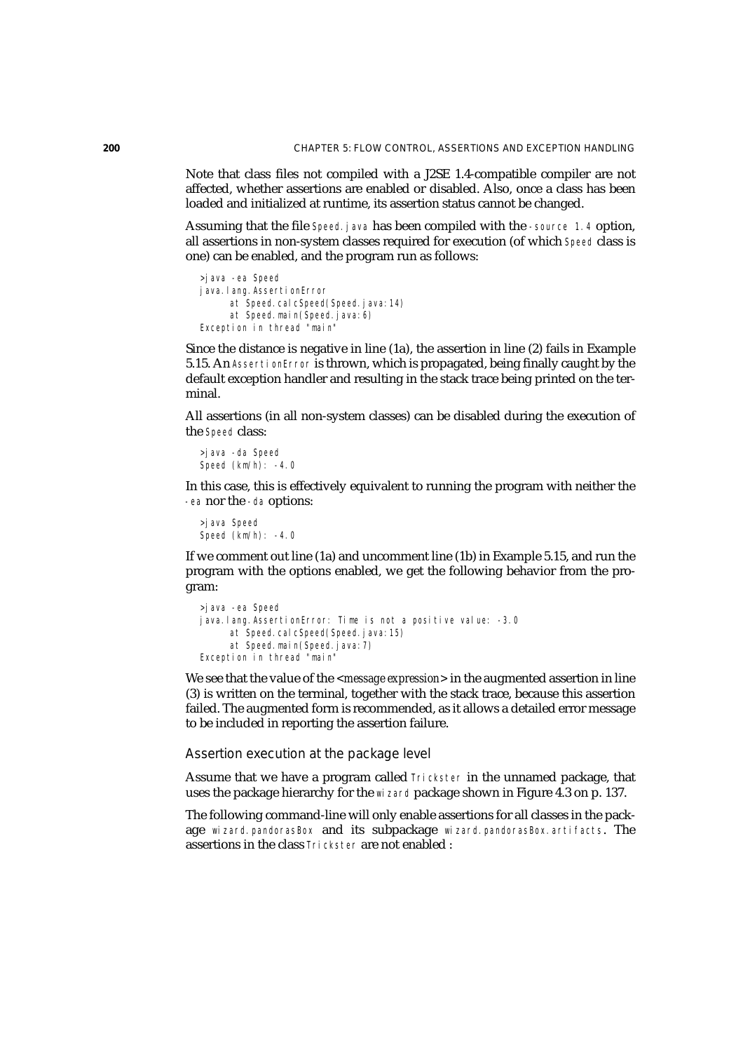Note that class files not compiled with a J2SE 1.4-compatible compiler are not affected, whether assertions are enabled or disabled. Also, once a class has been loaded and initialized at runtime, its assertion status cannot be changed.

Assuming that the file `Speed.java` has been compiled with the `-source 1.4` option, all assertions in non-system classes required for execution (of which `Speed` class is one) can be enabled, and the program run as follows:

```
>java -ea Speed
java.lang.AssertionError
      at Speed.calcSpeed(Speed.java:14)
      at Speed.main(Speed.java:6)
Exception in thread "main"
```

Since the distance is negative in line (1a), the assertion in line (2) fails in Example 5.15. An `AssertionError` is thrown, which is propagated, being finally caught by the default exception handler and resulting in the stack trace being printed on the terminal.

All assertions (in all non-system classes) can be disabled during the execution of the `Speed` class:

```
>java -da Speed
Speed (km/h): -4.0
```

In this case, this is effectively equivalent to running the program with neither the `-ea` nor the `-da` options:

```
>java Speed
Speed (km/h): -4.0
```

If we comment out line (1a) and uncomment line (1b) in Example 5.15, and run the program with the options enabled, we get the following behavior from the program:

```
>java -ea Speed
java.lang.AssertionError: Time is not a positive value: -3.0
      at Speed.calcSpeed(Speed.java:15)
      at Speed.main(Speed.java:7)
Exception in thread "main"
```

We see that the value of the <*message expression*> in the augmented assertion in line (3) is written on the terminal, together with the stack trace, because this assertion failed. The augmented form is recommended, as it allows a detailed error message to be included in reporting the assertion failure.

### Assertion execution at the package level

Assume that we have a program called `Trickster` in the unnamed package, that uses the package hierarchy for the `wizard` package shown in Figure 4.3 on p. 137.

The following command-line will only enable assertions for all classes in the package `wizard.pandorasBox` and its subpackage `wizard.pandorasBox.artifacts`. The assertions in the class `Trickster` are not enabled :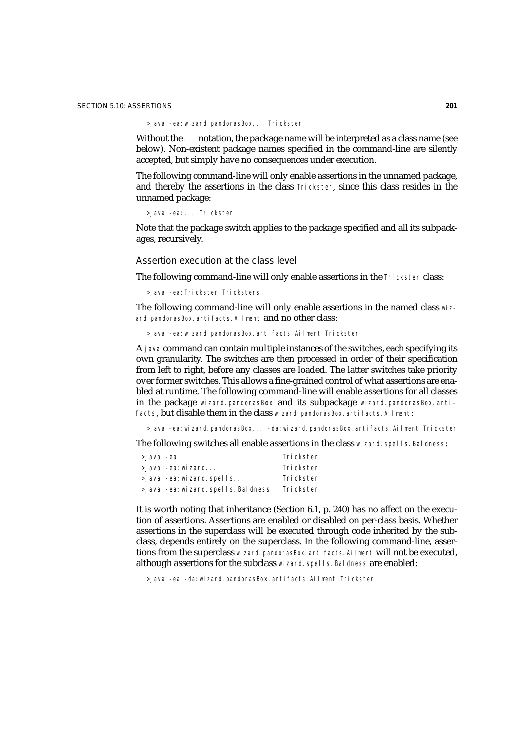```
>java -ea:wizard.pandorasBox... Trickster
```

Without the `...` notation, the package name will be interpreted as a class name (see below). Non-existent package names specified in the command-line are silently accepted, but simply have no consequences under execution.

The following command-line will only enable assertions in the unnamed package, and thereby the assertions in the class `Trickster`, since this class resides in the unnamed package:

```
>java -ea:... Trickster
```

Note that the package switch applies to the package specified and all its subpackages, recursively.

### Assertion execution at the class level

The following command-line will only enable assertions in the `Trickster` class:

```
>java -ea:Trickster Tricksters
```

The following command-line will only enable assertions in the named class `wizard.pandorasBox.artifacts.Ailment` and no other class:

```
>java -ea:wizard.pandorasBox.artifacts.Ailment Trickster
```

A `java` command can contain multiple instances of the switches, each specifying its own granularity. The switches are then processed in order of their specification from left to right, before any classes are loaded. The latter switches take priority over former switches. This allows a fine-grained control of what assertions are enabled at runtime. The following command-line will enable assertions for all classes in the package `wizard.pandorasBox` and its subpackage `wizard.pandorasBox.artifacts`, but disable them in the class `wizard.pandorasBox.artifacts.Ailment`:

```
>java -ea:wizard.pandorasBox... -da:wizard.pandorasBox.artifacts.Ailment Trickster
```

The following switches all enable assertions in the class `wizard.spells.Baldness`:

```
>java -ea                              Trickster
>java -ea:wizard...                    Trickster
>java -ea:wizard.spells...             Trickster
>java -ea:wizard.spells.Baldness       Trickster
```

It is worth noting that inheritance (Section 6.1, p. 240) has no affect on the execution of assertions. Assertions are enabled or disabled on per-class basis. Whether assertions in the superclass will be executed through code inherited by the subclass, depends entirely on the superclass. In the following command-line, assertions from the superclass `wizard.pandorasBox.artifacts.Ailment` will not be executed, although assertions for the subclass `wizard.spells.Baldness` are enabled:

```
>java -ea -da:wizard.pandorasBox.artifacts.Ailment Trickster
```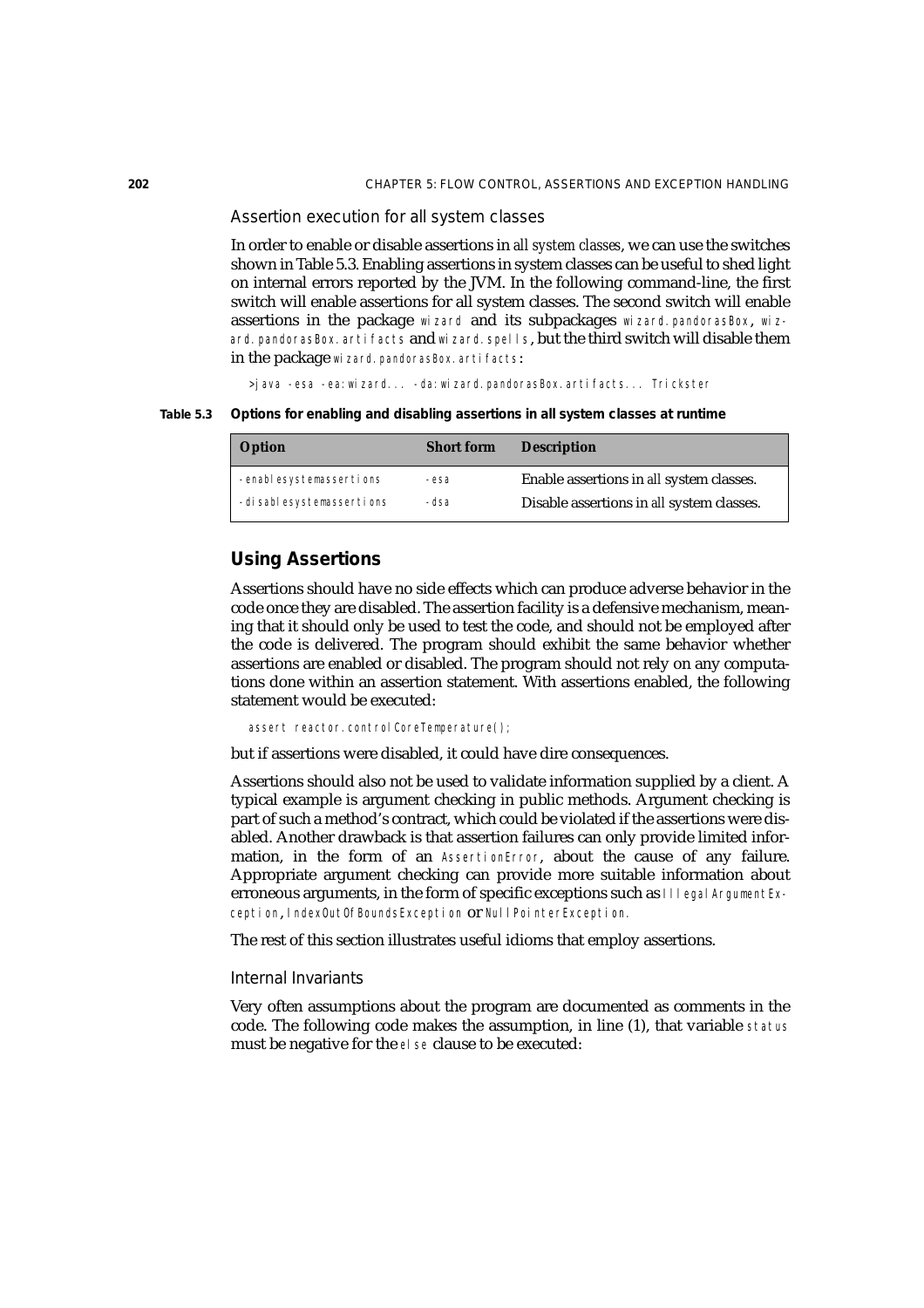### Assertion execution for all system classes

In order to enable or disable assertions in *all system classes*, we can use the switches shown in Table 5.3. Enabling assertions in system classes can be useful to shed light on internal errors reported by the JVM. In the following command-line, the first switch will enable assertions for all system classes. The second switch will enable assertions in the package `wizard` and its subpackages `wizard.pandorasBox`, `wizard.pandorasBox.artifacts` and `wizard.spells`, but the third switch will disable them in the package `wizard.pandorasBox.artifacts`:

```
>java -esa -ea:wizard... -da:wizard.pandorasBox.artifacts... Trickster
```

**Table 5.3 Options for enabling and disabling assertions in all system classes at runtime**

| Option | Short form | Description |
|---|---|---|
| `-enablesystemassertions` | `-esa` | Enable assertions in all system classes. |
| `-disablesystemassertions` | `-dsa` | Disable assertions in all system classes. |

## Using Assertions

Assertions should have no side effects which can produce adverse behavior in the code once they are disabled. The assertion facility is a defensive mechanism, meaning that it should only be used to test the code, and should not be employed after the code is delivered. The program should exhibit the same behavior whether assertions are enabled or disabled. The program should not rely on any computations done within an assertion statement. With assertions enabled, the following statement would be executed:

```
assert reactor.controlCoreTemperature();
```

but if assertions were disabled, it could have dire consequences.

Assertions should also not be used to validate information supplied by a client. A typical example is argument checking in public methods. Argument checking is part of such a method's contract, which could be violated if the assertions were disabled. Another drawback is that assertion failures can only provide limited information, in the form of an `AssertionError`, about the cause of any failure. Appropriate argument checking can provide more suitable information about erroneous arguments, in the form of specific exceptions such as `IllegalArgumentException`, `IndexOutOfBoundsException` or `NullPointerException`.

The rest of this section illustrates useful idioms that employ assertions.

### Internal Invariants

Very often assumptions about the program are documented as comments in the code. The following code makes the assumption, in line (1), that variable `status` must be negative for the `else` clause to be executed: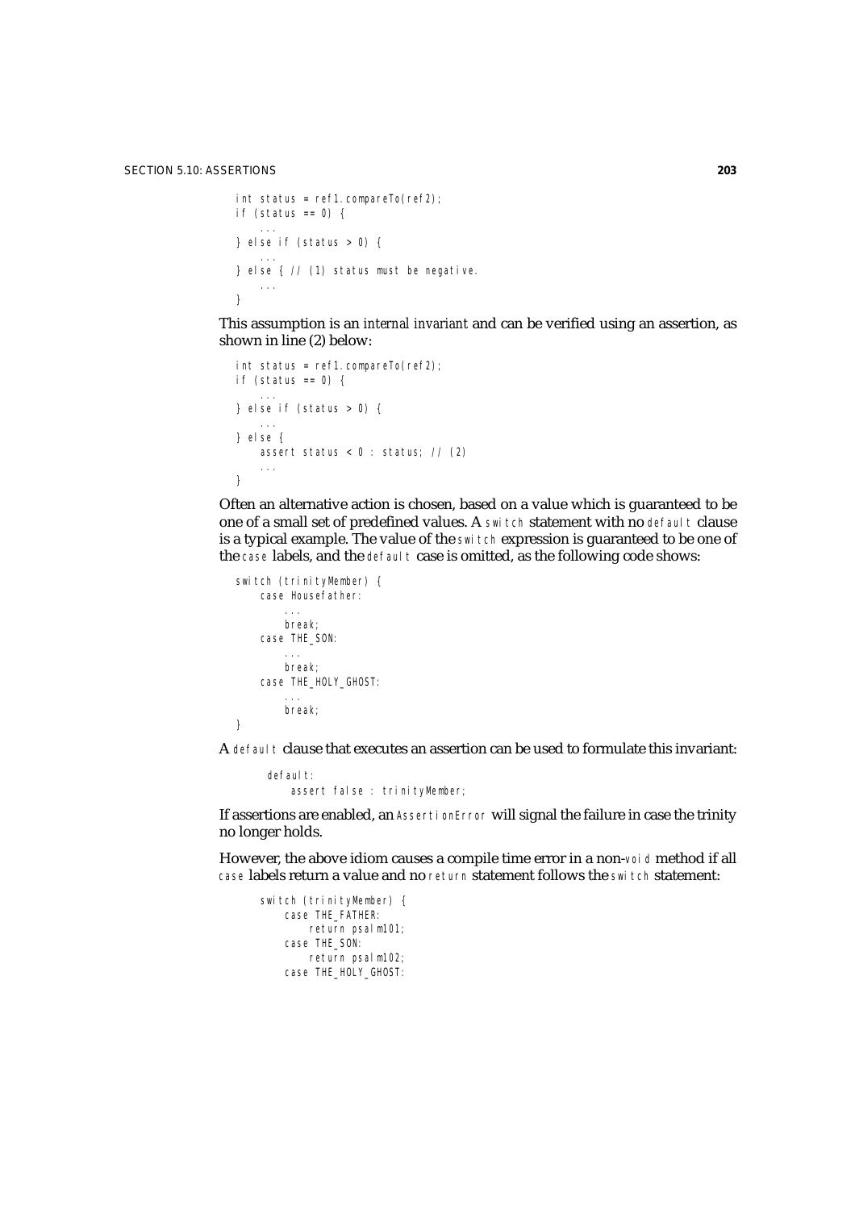```
int status = ref1.compareTo(ref2);
if (status == 0) {
    ...
} else if (status > 0) {
    ...
} else { // (1) status must be negative.
    ...
}
```

This assumption is an *internal invariant* and can be verified using an assertion, as shown in line (2) below:

```
int status = ref1.compareTo(ref2);
if (status == 0) {
    ...
} else if (status > 0) {
    ...
} else {
    assert status < 0 : status; // (2)
    ...
}
```

Often an alternative action is chosen, based on a value which is guaranteed to be one of a small set of predefined values. A `switch` statement with no `default` clause is a typical example. The value of the `switch` expression is guaranteed to be one of the `case` labels, and the `default` case is omitted, as the following code shows:

```
switch (trinityMember) {
    case Housefather:
        ...
        break;
    case THE_SON:
        ...
        break;
    case THE_HOLY_GHOST:
        ...
        break;
}
```

A `default` clause that executes an assertion can be used to formulate this invariant:

```
default:
    assert false : trinityMember;
```

If assertions are enabled, an `AssertionError` will signal the failure in case the trinity no longer holds.

However, the above idiom causes a compile time error in a non-`void` method if all `case` labels return a value and no `return` statement follows the `switch` statement:

```
switch (trinityMember) {
    case THE_FATHER:
        return psalm101;
    case THE_SON:
        return psalm102;
    case THE_HOLY_GHOST:
```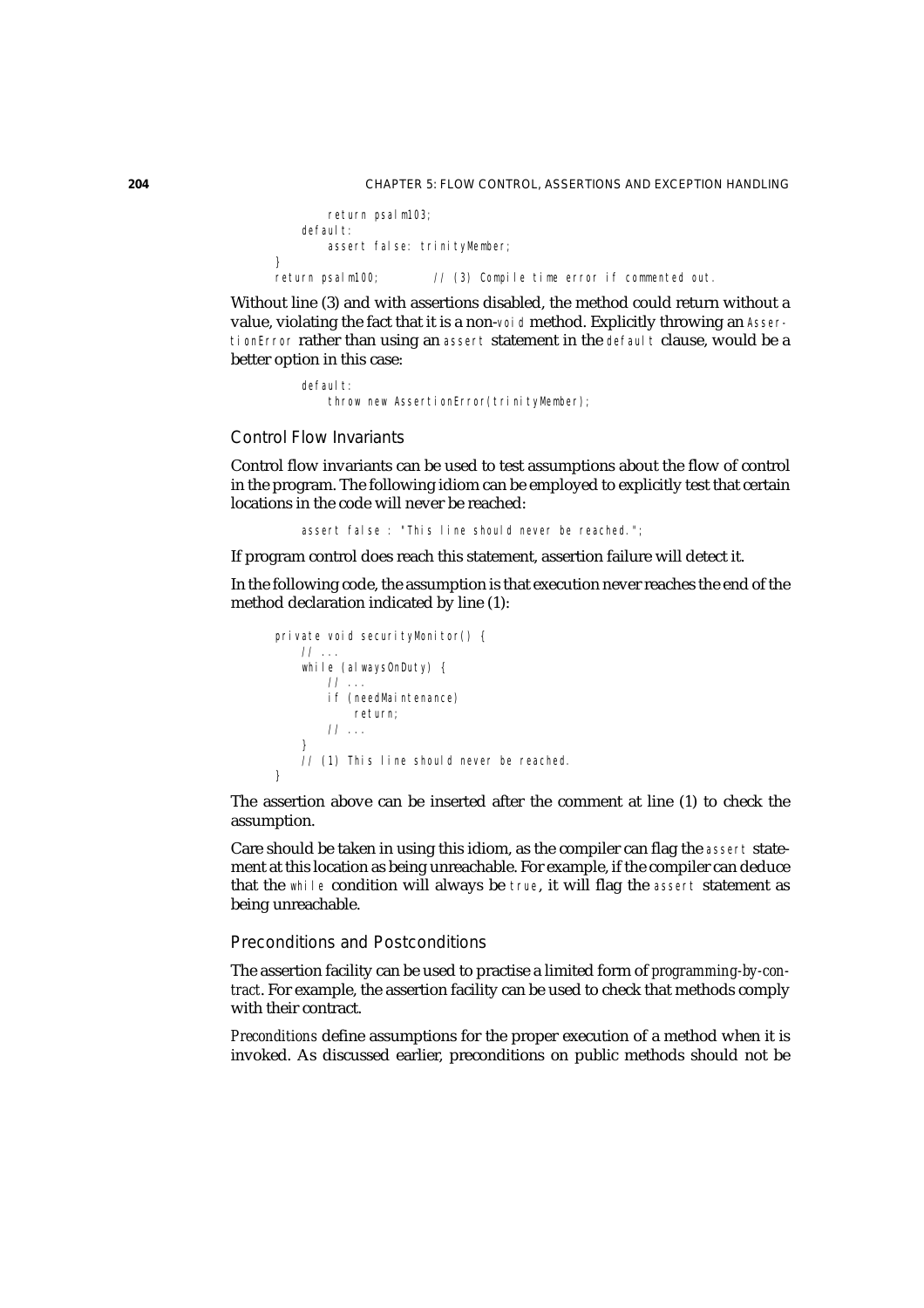```
            return psalm103;
        default:
            assert false: trinityMember;
    }
    return psalm100;        // (3) Compile time error if commented out.
```

Without line (3) and with assertions disabled, the method could return without a value, violating the fact that it is a non-`void` method. Explicitly throwing an `AssertionError` rather than using an `assert` statement in the `default` clause, would be a better option in this case:

```
        default:
            throw new AssertionError(trinityMember);
```

### Control Flow Invariants

Control flow invariants can be used to test assumptions about the flow of control in the program. The following idiom can be employed to explicitly test that certain locations in the code will never be reached:

```
        assert false : "This line should never be reached.";
```

If program control does reach this statement, assertion failure will detect it.

In the following code, the assumption is that execution never reaches the end of the method declaration indicated by line (1):

```
    private void securityMonitor() {
        // ...
        while (alwaysOnDuty) {
            // ...
            if (needMaintenance)
                return;
            // ...
        }
        // (1) This line should never be reached.
    }
```

The assertion above can be inserted after the comment at line (1) to check the assumption.

Care should be taken in using this idiom, as the compiler can flag the `assert` statement at this location as being unreachable. For example, if the compiler can deduce that the `while` condition will always be `true`, it will flag the `assert` statement as being unreachable.

### Preconditions and Postconditions

The assertion facility can be used to practise a limited form of *programming-by-contract*. For example, the assertion facility can be used to check that methods comply with their contract.

*Preconditions* define assumptions for the proper execution of a method when it is invoked. As discussed earlier, preconditions on public methods should not be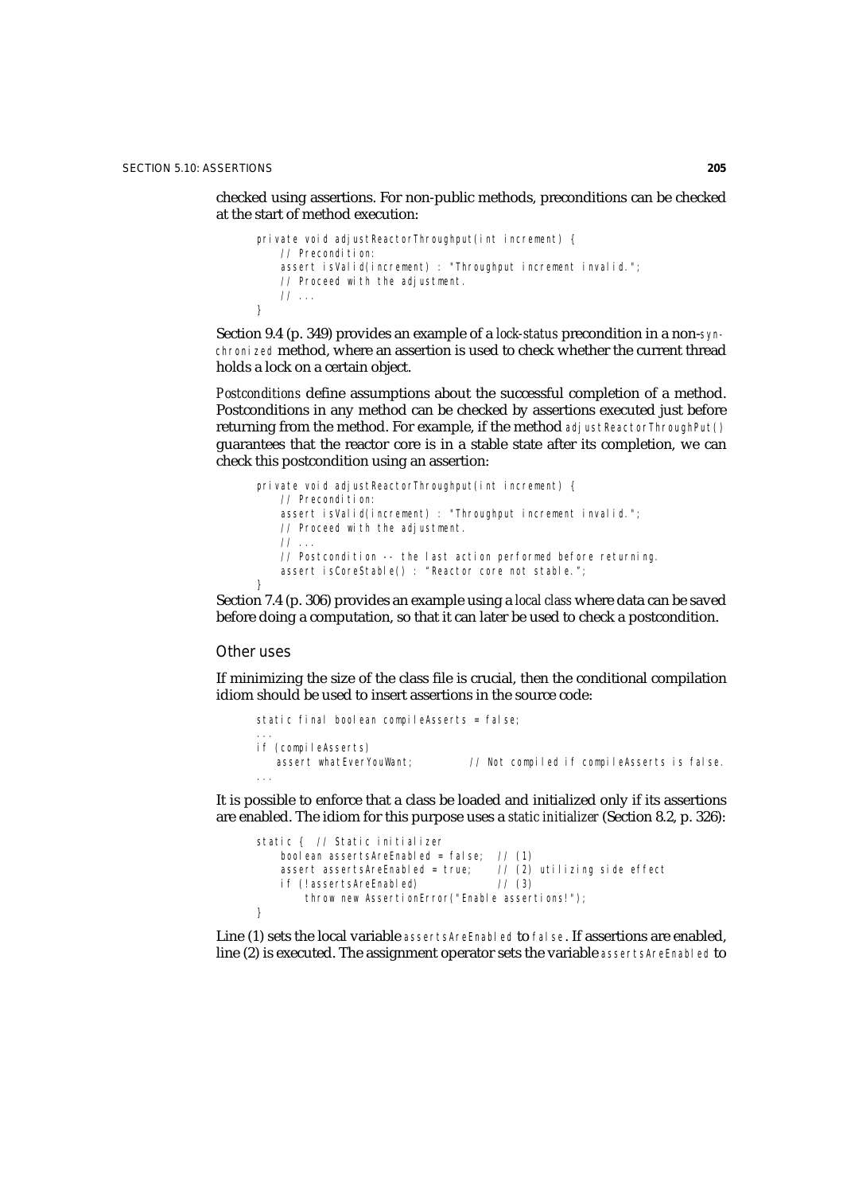checked using assertions. For non-public methods, preconditions can be checked at the start of method execution:

```
private void adjustReactorThroughput(int increment) {
    // Precondition:
    assert isValid(increment) : "Throughput increment invalid.";
    // Proceed with the adjustment.
    // ...
}
```

Section 9.4 (p. 349) provides an example of a *lock-status* precondition in a non-`synchronized` method, where an assertion is used to check whether the current thread holds a lock on a certain object.

*Postconditions* define assumptions about the successful completion of a method. Postconditions in any method can be checked by assertions executed just before returning from the method. For example, if the method `adjustReactorThroughPut()` guarantees that the reactor core is in a stable state after its completion, we can check this postcondition using an assertion:

```
private void adjustReactorThroughput(int increment) {
    // Precondition:
    assert isValid(increment) : "Throughput increment invalid.";
    // Proceed with the adjustment.
    // ...
    // Postcondition -- the last action performed before returning.
    assert isCoreStable() : "Reactor core not stable.";
}
```

Section 7.4 (p. 306) provides an example using a *local class* where data can be saved before doing a computation, so that it can later be used to check a postcondition.

### Other uses

If minimizing the size of the class file is crucial, then the conditional compilation idiom should be used to insert assertions in the source code:

```
static final boolean compileAsserts = false;
...
if (compileAsserts)
   assert whatEverYouWant;          // Not compiled if compileAsserts is false.
...
```

It is possible to enforce that a class be loaded and initialized only if its assertions are enabled. The idiom for this purpose uses a *static initializer* (Section 8.2, p. 326):

```
static {  // Static initializer
    boolean assertsAreEnabled = false;  // (1)
    assert assertsAreEnabled = true;    // (2) utilizing side effect
    if (!assertsAreEnabled)             // (3)
        throw new AssertionError("Enable assertions!");
}
```

Line (1) sets the local variable `assertsAreEnabled` to `false`. If assertions are enabled, line (2) is executed. The assignment operator sets the variable `assertsAreEnabled` to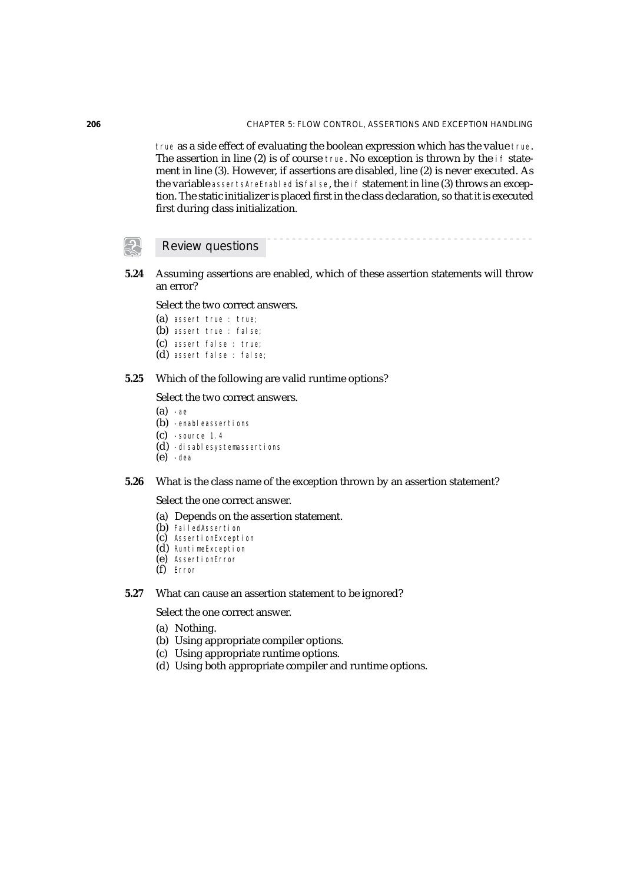`true` as a side effect of evaluating the boolean expression which has the value `true`. The assertion in line (2) is of course `true`. No exception is thrown by the `if` statement in line (3). However, if assertions are disabled, line (2) is never executed. As the variable `assertsAreEnabled` is `false`, the `if` statement in line (3) throws an exception. The static initializer is placed first in the class declaration, so that it is executed first during class initialization.

## Review questions

**5.24** Assuming assertions are enabled, which of these assertion statements will throw an error?

Select the two correct answers.

(a) `assert true : true;`
(b) `assert true : false;`
(c) `assert false : true;`
(d) `assert false : false;`

**5.25** Which of the following are valid runtime options?

Select the two correct answers.

(a) `-ae`
(b) `-enableassertions`
(c) `-source 1.4`
(d) `-disablesystemassertions`
(e) `-dea`

**5.26** What is the class name of the exception thrown by an assertion statement?

Select the one correct answer.

(a) Depends on the assertion statement.
(b) `FailedAssertion`
(c) `AssertionException`
(d) `RuntimeException`
(e) `AssertionError`
(f) `Error`

**5.27** What can cause an assertion statement to be ignored?

Select the one correct answer.

(a) Nothing.
(b) Using appropriate compiler options.
(c) Using appropriate runtime options.
(d) Using both appropriate compiler and runtime options.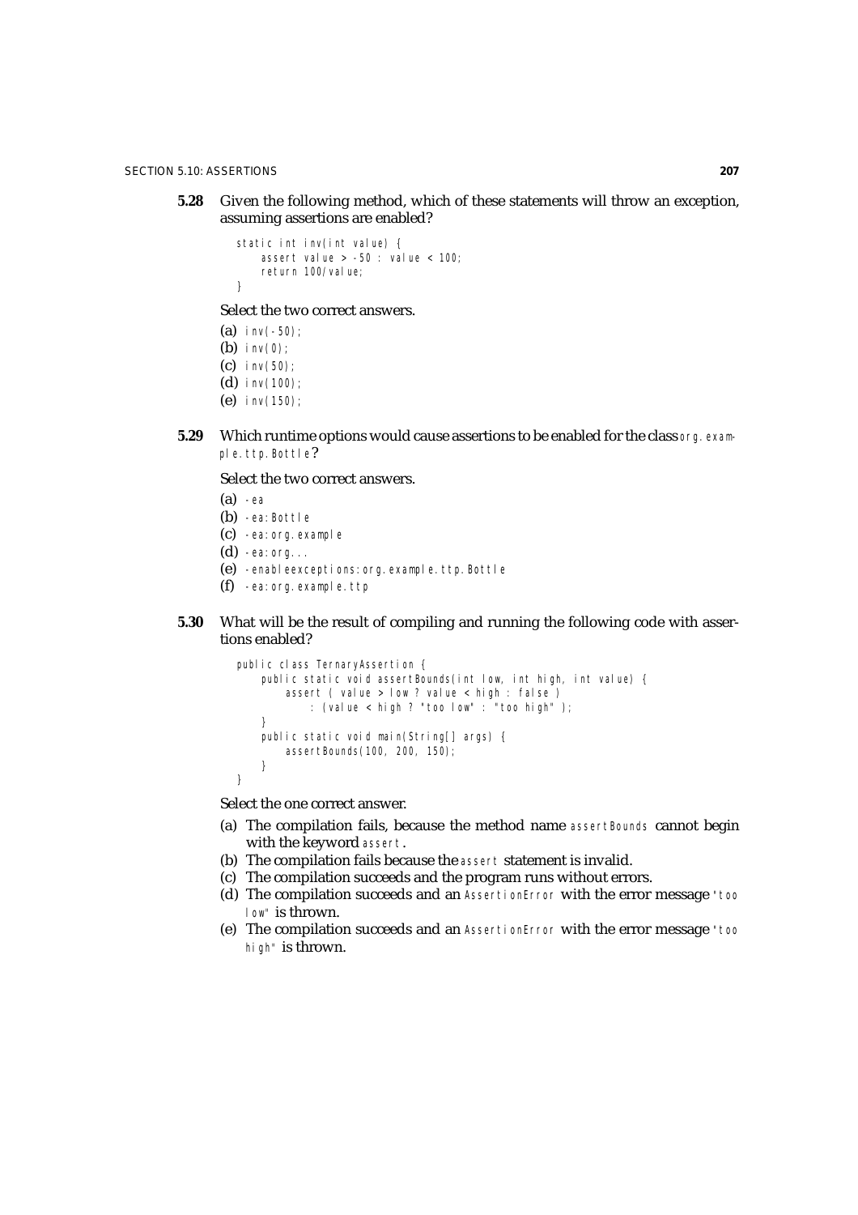**5.28** Given the following method, which of these statements will throw an exception, assuming assertions are enabled?

```
static int inv(int value) {
    assert value > -50 : value < 100;
    return 100/value;
}
```

Select the two correct answers.

(a) `inv(-50);`
(b) `inv(0);`
(c) `inv(50);`
(d) `inv(100);`
(e) `inv(150);`

**5.29** Which runtime options would cause assertions to be enabled for the class `org.example.ttp.Bottle`?

Select the two correct answers.

(a) `-ea`
(b) `-ea:Bottle`
(c) `-ea:org.example`
(d) `-ea:org...`
(e) `-enableexceptions:org.example.ttp.Bottle`
(f) `-ea:org.example.ttp`

**5.30** What will be the result of compiling and running the following code with assertions enabled?

```
public class TernaryAssertion {
    public static void assertBounds(int low, int high, int value) {
        assert ( value > low ? value < high : false )
            : (value < high ? "too low" : "too high" );
    }
    public static void main(String[] args) {
        assertBounds(100, 200, 150);
    }
}
```

Select the one correct answer.

(a) The compilation fails, because the method name `assertBounds` cannot begin with the keyword `assert`.
(b) The compilation fails because the `assert` statement is invalid.
(c) The compilation succeeds and the program runs without errors.
(d) The compilation succeeds and an `AssertionError` with the error message `"too low"` is thrown.
(e) The compilation succeeds and an `AssertionError` with the error message `"too high"` is thrown.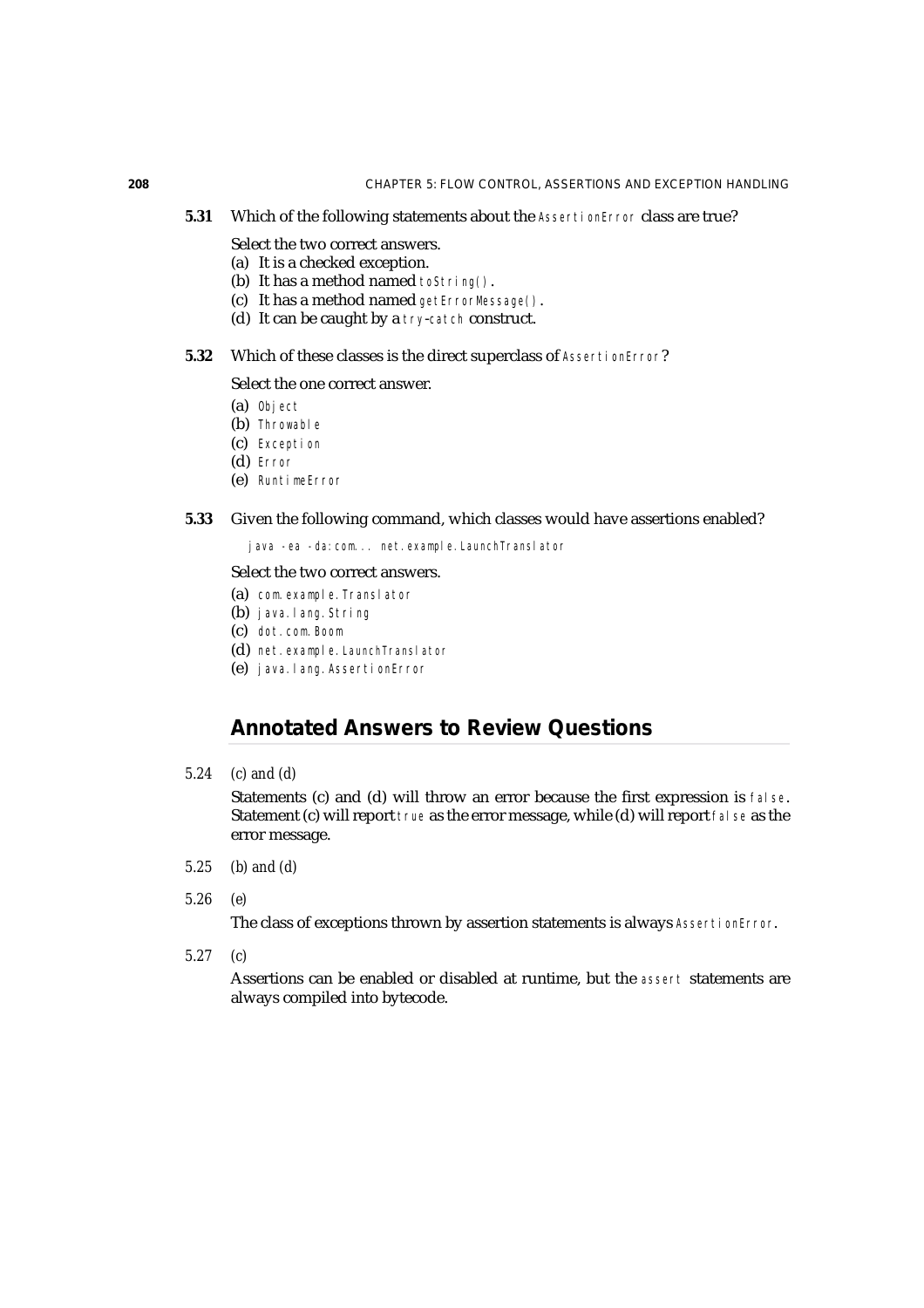**5.31** Which of the following statements about the `AssertionError` class are true?

Select the two correct answers.

(a) It is a checked exception.
(b) It has a method named `toString()`.
(c) It has a method named `getErrorMessage()`.
(d) It can be caught by a `try-catch` construct.

**5.32** Which of these classes is the direct superclass of `AssertionError`?

Select the one correct answer.

(a) `Object`
(b) `Throwable`
(c) `Exception`
(d) `Error`
(e) `RuntimeError`

**5.33** Given the following command, which classes would have assertions enabled?

```
java -ea -da:com... net.example.LaunchTranslator
```

Select the two correct answers.

(a) `com.example.Translator`
(b) `java.lang.String`
(c) `dot.com.Boom`
(d) `net.example.LaunchTranslator`
(e) `java.lang.AssertionError`

## Annotated Answers to Review Questions

5.24 *(c) and (d)*

Statements (c) and (d) will throw an error because the first expression is `false`. Statement (c) will report `true` as the error message, while (d) will report `false` as the error message.

5.25 *(b) and (d)*

5.26 *(e)*

The class of exceptions thrown by assertion statements is always `AssertionError`.

5.27 *(c)*

Assertions can be enabled or disabled at runtime, but the `assert` statements are always compiled into bytecode.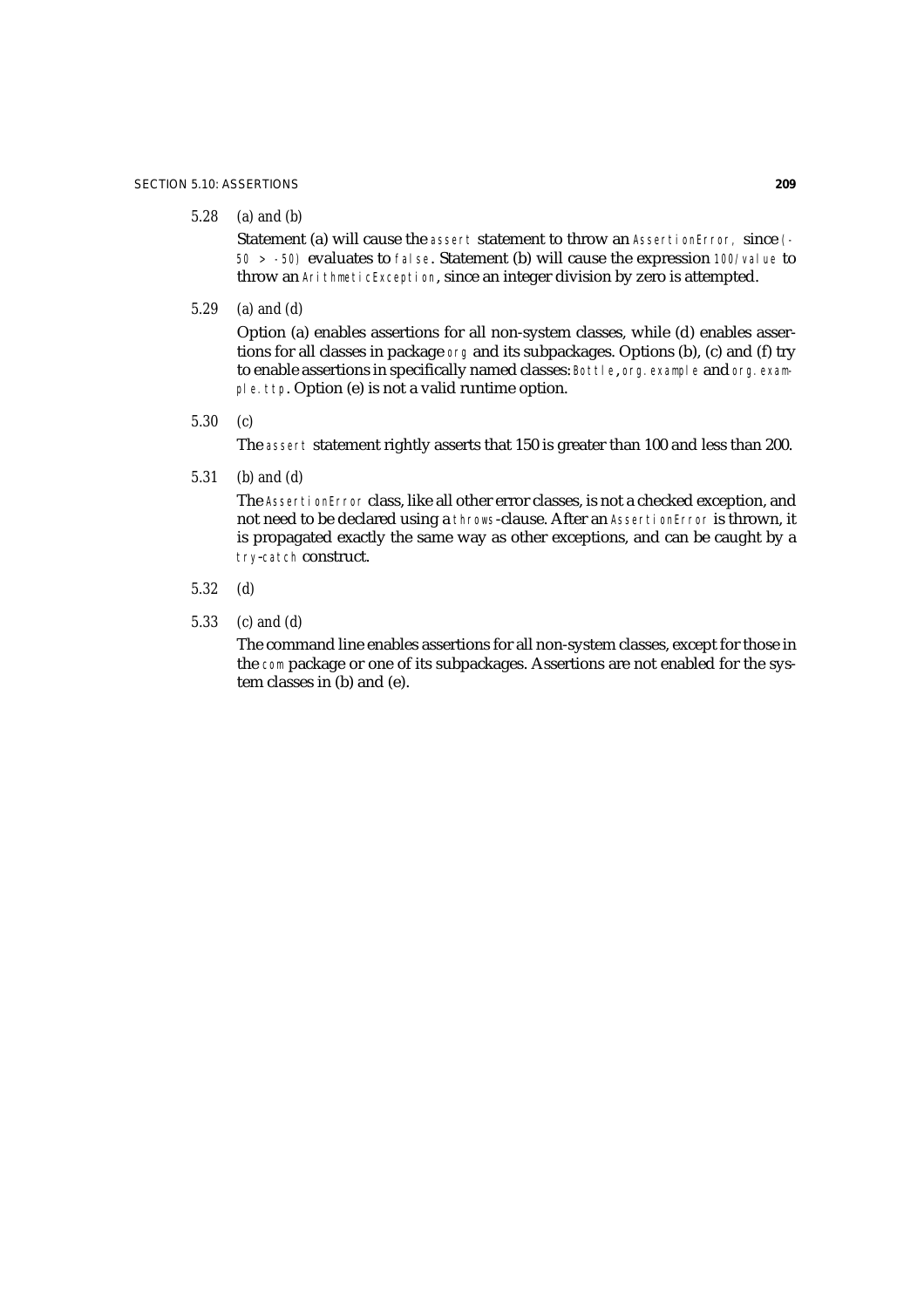5.28 (a) and (b)

Statement (a) will cause the `assert` statement to throw an `AssertionError,` since `(-50 > -50)` evaluates to `false`. Statement (b) will cause the expression `100/value` to throw an `ArithmeticException`, since an integer division by zero is attempted.

5.29 (a) and (d)

Option (a) enables assertions for all non-system classes, while (d) enables assertions for all classes in package `org` and its subpackages. Options (b), (c) and (f) try to enable assertions in specifically named classes: `Bottle`, `org.example` and `org.example.ttp`. Option (e) is not a valid runtime option.

5.30 (c)

The `assert` statement rightly asserts that 150 is greater than 100 and less than 200.

5.31 (b) and (d)

The `AssertionError` class, like all other error classes, is not a checked exception, and not need to be declared using a `throws`-clause. After an `AssertionError` is thrown, it is propagated exactly the same way as other exceptions, and can be caught by a `try-catch` construct.

5.32 (d)

5.33 (c) and (d)

The command line enables assertions for all non-system classes, except for those in the `com` package or one of its subpackages. Assertions are not enabled for the system classes in (b) and (e).